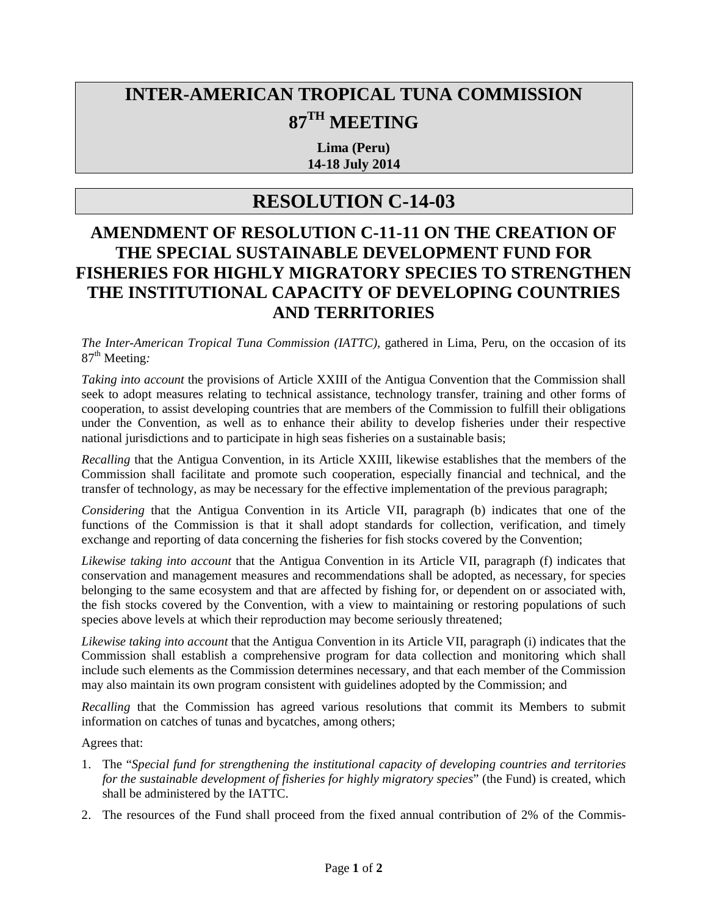# INTER-AMERICAN TROPICAL TUNA COMMISSION

# 87TH MEETING

**Lima (Peru)**
**14-18 July 2014**

# RESOLUTION C-14-03

## AMENDMENT OF RESOLUTION C-11-11 ON THE CREATION OF THE SPECIAL SUSTAINABLE DEVELOPMENT FUND FOR FISHERIES FOR HIGHLY MIGRATORY SPECIES TO STRENGTHEN THE INSTITUTIONAL CAPACITY OF DEVELOPING COUNTRIES AND TERRITORIES

*The Inter-American Tropical Tuna Commission (IATTC)*, gathered in Lima, Peru, on the occasion of its 87th Meeting*:*

*Taking into account* the provisions of Article XXIII of the Antigua Convention that the Commission shall seek to adopt measures relating to technical assistance, technology transfer, training and other forms of cooperation, to assist developing countries that are members of the Commission to fulfill their obligations under the Convention, as well as to enhance their ability to develop fisheries under their respective national jurisdictions and to participate in high seas fisheries on a sustainable basis;

*Recalling* that the Antigua Convention, in its Article XXIII, likewise establishes that the members of the Commission shall facilitate and promote such cooperation, especially financial and technical, and the transfer of technology, as may be necessary for the effective implementation of the previous paragraph;

*Considering* that the Antigua Convention in its Article VII, paragraph (b) indicates that one of the functions of the Commission is that it shall adopt standards for collection, verification, and timely exchange and reporting of data concerning the fisheries for fish stocks covered by the Convention;

*Likewise taking into account* that the Antigua Convention in its Article VII, paragraph (f) indicates that conservation and management measures and recommendations shall be adopted, as necessary, for species belonging to the same ecosystem and that are affected by fishing for, or dependent on or associated with, the fish stocks covered by the Convention, with a view to maintaining or restoring populations of such species above levels at which their reproduction may become seriously threatened;

*Likewise taking into account* that the Antigua Convention in its Article VII, paragraph (i) indicates that the Commission shall establish a comprehensive program for data collection and monitoring which shall include such elements as the Commission determines necessary, and that each member of the Commission may also maintain its own program consistent with guidelines adopted by the Commission; and

*Recalling* that the Commission has agreed various resolutions that commit its Members to submit information on catches of tunas and bycatches, among others;

Agrees that:

1. The "*Special fund for strengthening the institutional capacity of developing countries and territories for the sustainable development of fisheries for highly migratory species*" (the Fund) is created, which shall be administered by the IATTC.
2. The resources of the Fund shall proceed from the fixed annual contribution of 2% of the Commis-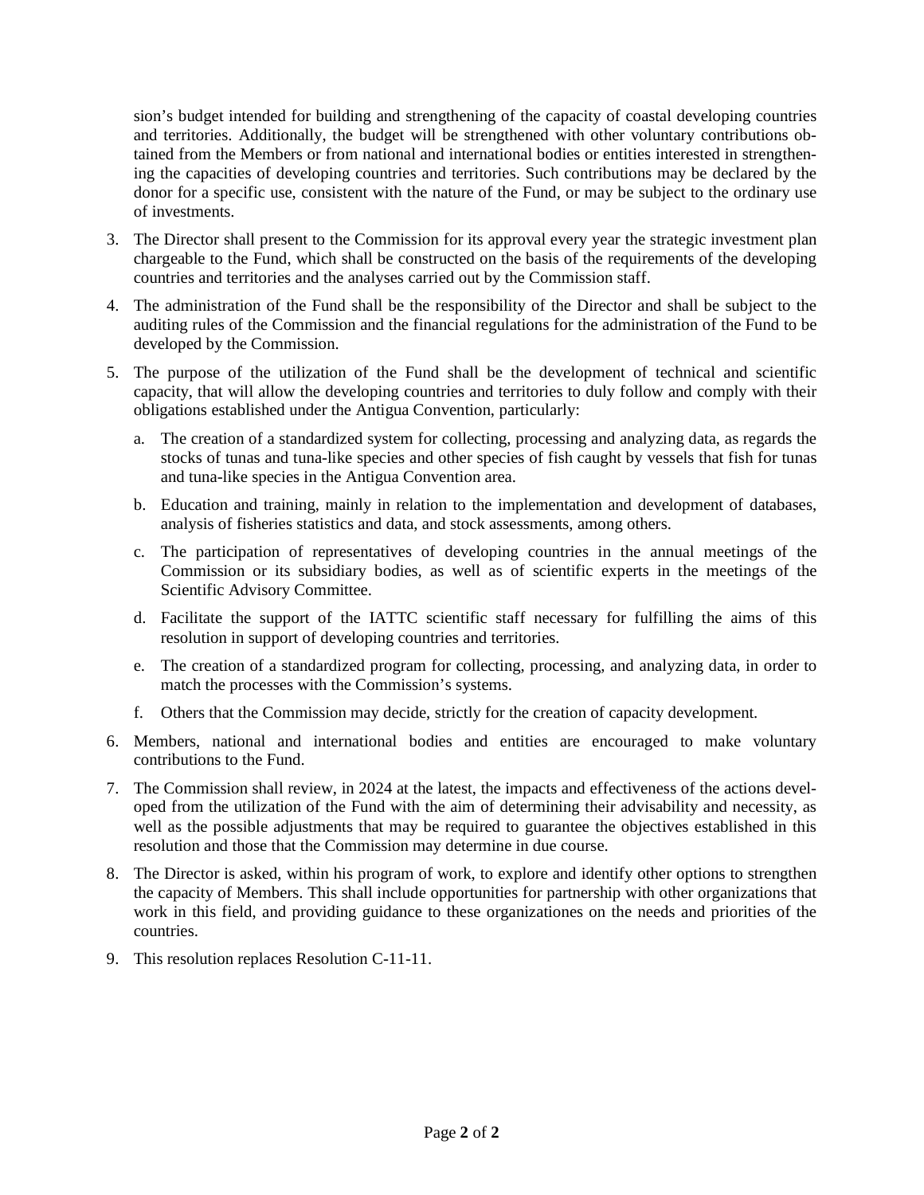sion's budget intended for building and strengthening of the capacity of coastal developing countries and territories. Additionally, the budget will be strengthened with other voluntary contributions obtained from the Members or from national and international bodies or entities interested in strengthening the capacities of developing countries and territories. Such contributions may be declared by the donor for a specific use, consistent with the nature of the Fund, or may be subject to the ordinary use of investments.

3. The Director shall present to the Commission for its approval every year the strategic investment plan chargeable to the Fund, which shall be constructed on the basis of the requirements of the developing countries and territories and the analyses carried out by the Commission staff.
4. The administration of the Fund shall be the responsibility of the Director and shall be subject to the auditing rules of the Commission and the financial regulations for the administration of the Fund to be developed by the Commission.
5. The purpose of the utilization of the Fund shall be the development of technical and scientific capacity, that will allow the developing countries and territories to duly follow and comply with their obligations established under the Antigua Convention, particularly:
   a. The creation of a standardized system for collecting, processing and analyzing data, as regards the stocks of tunas and tuna-like species and other species of fish caught by vessels that fish for tunas and tuna-like species in the Antigua Convention area.
   b. Education and training, mainly in relation to the implementation and development of databases, analysis of fisheries statistics and data, and stock assessments, among others.
   c. The participation of representatives of developing countries in the annual meetings of the Commission or its subsidiary bodies, as well as of scientific experts in the meetings of the Scientific Advisory Committee.
   d. Facilitate the support of the IATTC scientific staff necessary for fulfilling the aims of this resolution in support of developing countries and territories.
   e. The creation of a standardized program for collecting, processing, and analyzing data, in order to match the processes with the Commission's systems.
   f. Others that the Commission may decide, strictly for the creation of capacity development.
6. Members, national and international bodies and entities are encouraged to make voluntary contributions to the Fund.
7. The Commission shall review, in 2024 at the latest, the impacts and effectiveness of the actions developed from the utilization of the Fund with the aim of determining their advisability and necessity, as well as the possible adjustments that may be required to guarantee the objectives established in this resolution and those that the Commission may determine in due course.
8. The Director is asked, within his program of work, to explore and identify other options to strengthen the capacity of Members. This shall include opportunities for partnership with other organizations that work in this field, and providing guidance to these organizationes on the needs and priorities of the countries.
9. This resolution replaces Resolution C-11-11.